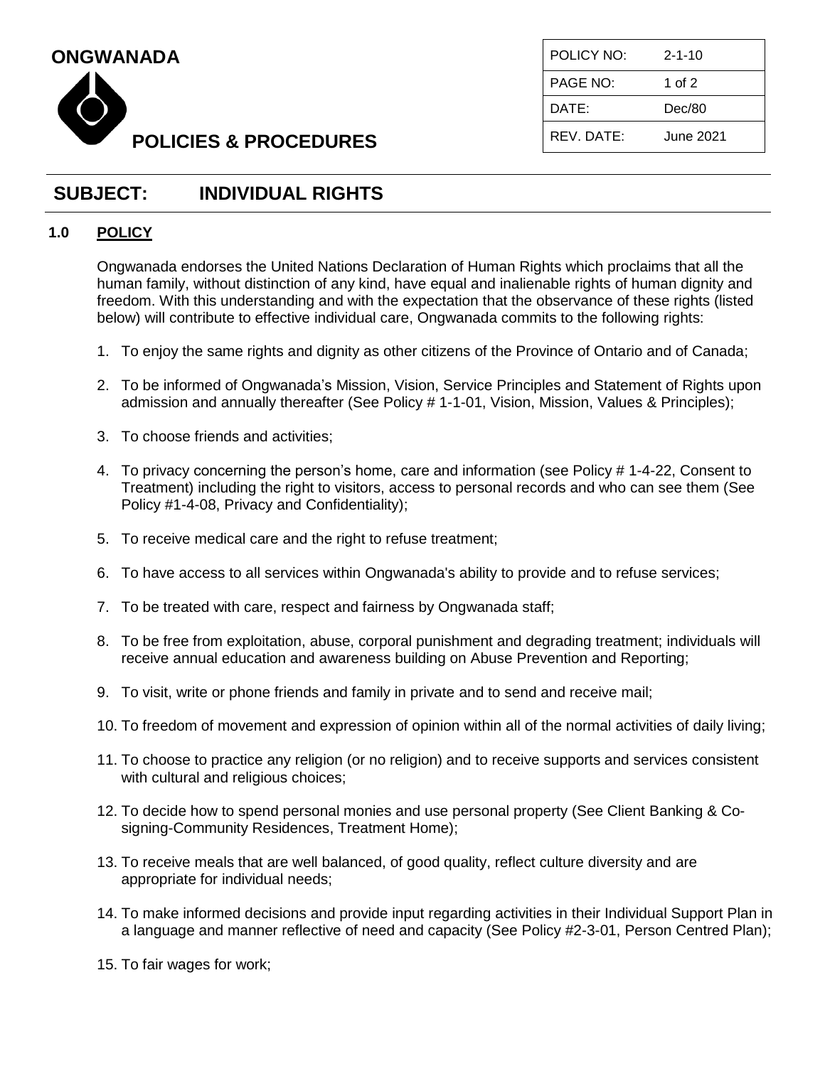# ONGWANADA

## POLICIES & PROCEDURES

| POLICY NO: | 2-1-10 |
| --- | --- |
| PAGE NO: | 1 of 2 |
| DATE: | Dec/80 |
| REV. DATE: | June 2021 |

## SUBJECT: INDIVIDUAL RIGHTS

### 1.0 POLICY

Ongwanada endorses the United Nations Declaration of Human Rights which proclaims that all the human family, without distinction of any kind, have equal and inalienable rights of human dignity and freedom. With this understanding and with the expectation that the observance of these rights (listed below) will contribute to effective individual care, Ongwanada commits to the following rights:

1. To enjoy the same rights and dignity as other citizens of the Province of Ontario and of Canada;
2. To be informed of Ongwanada's Mission, Vision, Service Principles and Statement of Rights upon admission and annually thereafter (See Policy # 1-1-01, Vision, Mission, Values & Principles);
3. To choose friends and activities;
4. To privacy concerning the person's home, care and information (see Policy # 1-4-22, Consent to Treatment) including the right to visitors, access to personal records and who can see them (See Policy #1-4-08, Privacy and Confidentiality);
5. To receive medical care and the right to refuse treatment;
6. To have access to all services within Ongwanada's ability to provide and to refuse services;
7. To be treated with care, respect and fairness by Ongwanada staff;
8. To be free from exploitation, abuse, corporal punishment and degrading treatment; individuals will receive annual education and awareness building on Abuse Prevention and Reporting;
9. To visit, write or phone friends and family in private and to send and receive mail;
10. To freedom of movement and expression of opinion within all of the normal activities of daily living;
11. To choose to practice any religion (or no religion) and to receive supports and services consistent with cultural and religious choices;
12. To decide how to spend personal monies and use personal property (See Client Banking & Co-signing-Community Residences, Treatment Home);
13. To receive meals that are well balanced, of good quality, reflect culture diversity and are appropriate for individual needs;
14. To make informed decisions and provide input regarding activities in their Individual Support Plan in a language and manner reflective of need and capacity (See Policy #2-3-01, Person Centred Plan);
15. To fair wages for work;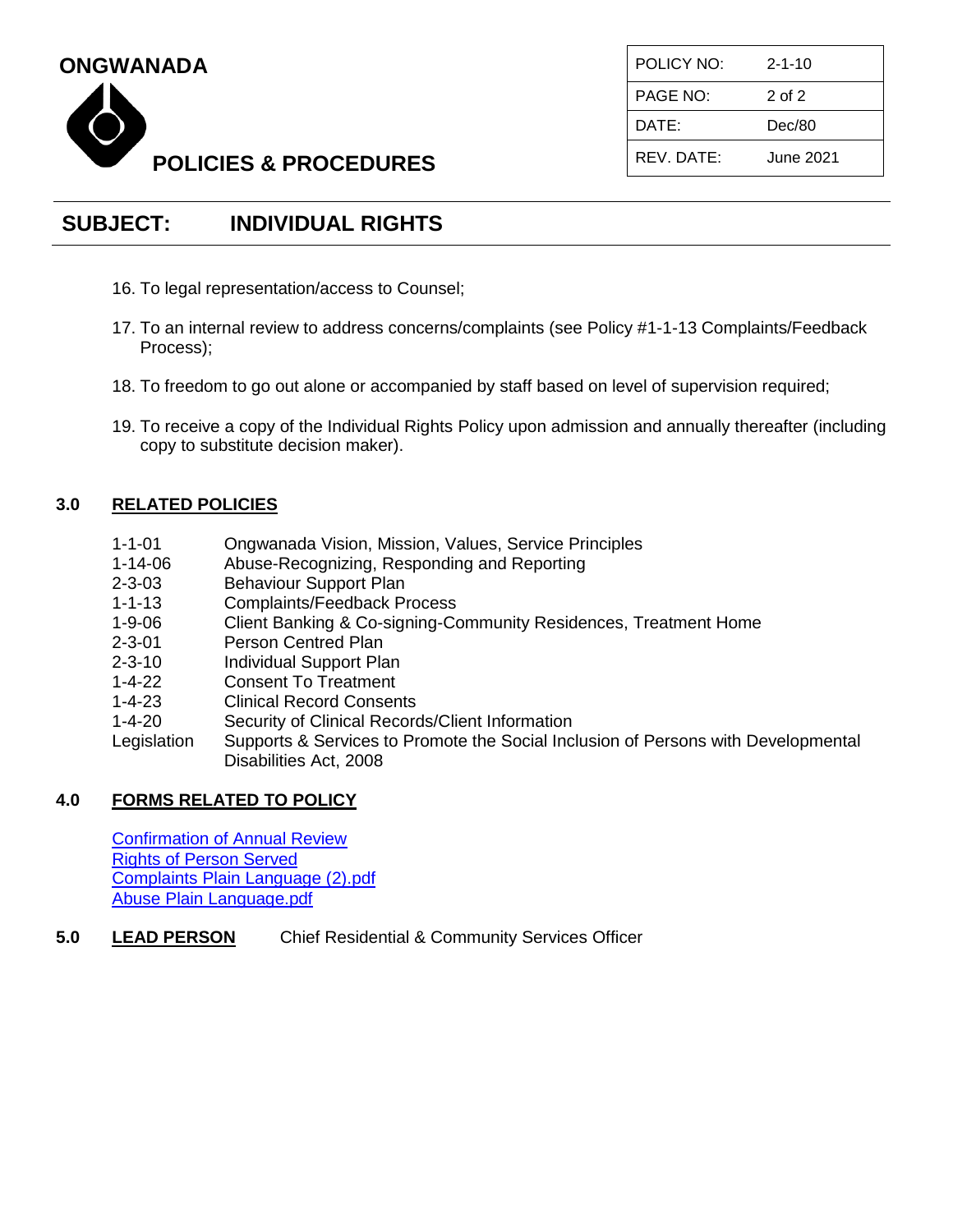## SUBJECT: INDIVIDUAL RIGHTS

16. To legal representation/access to Counsel;

17. To an internal review to address concerns/complaints (see Policy #1-1-13 Complaints/Feedback Process);

18. To freedom to go out alone or accompanied by staff based on level of supervision required;

19. To receive a copy of the Individual Rights Policy upon admission and annually thereafter (including copy to substitute decision maker).

### 3.0 RELATED POLICIES

| | |
|---|---|
| 1-1-01 | Ongwanada Vision, Mission, Values, Service Principles |
| 1-14-06 | Abuse-Recognizing, Responding and Reporting |
| 2-3-03 | Behaviour Support Plan |
| 1-1-13 | Complaints/Feedback Process |
| 1-9-06 | Client Banking & Co-signing-Community Residences, Treatment Home |
| 2-3-01 | Person Centred Plan |
| 2-3-10 | Individual Support Plan |
| 1-4-22 | Consent To Treatment |
| 1-4-23 | Clinical Record Consents |
| 1-4-20 | Security of Clinical Records/Client Information |
| Legislation | Supports & Services to Promote the Social Inclusion of Persons with Developmental Disabilities Act, 2008 |

### 4.0 FORMS RELATED TO POLICY

Confirmation of Annual Review
Rights of Person Served
Complaints Plain Language (2).pdf
Abuse Plain Language.pdf

### 5.0 LEAD PERSON

Chief Residential & Community Services Officer